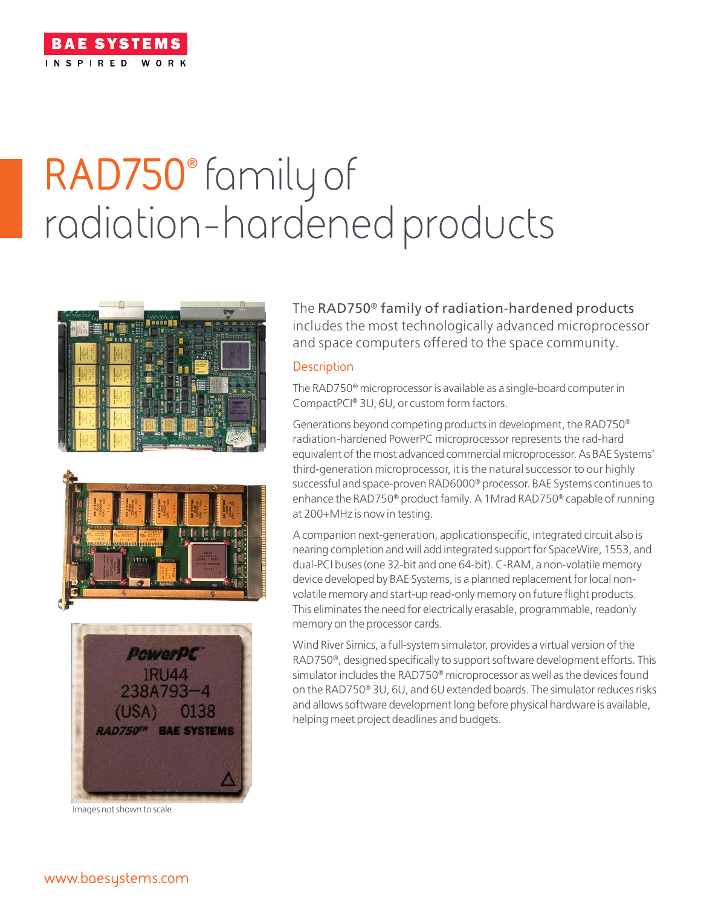# RAD750® family of radiation-hardened products

The **RAD750® family of radiation-hardened products** includes the most technologically advanced microprocessor and space computers offered to the space community.

## Description

The RAD750® microprocessor is available as a single-board computer in CompactPCI® 3U, 6U, or custom form factors.

Generations beyond competing products in development, the RAD750® radiation-hardened PowerPC microprocessor represents the rad-hard equivalent of the most advanced commercial microprocessor. As BAE Systems' third-generation microprocessor, it is the natural successor to our highly successful and space-proven RAD6000® processor. BAE Systems continues to enhance the RAD750® product family. A 1Mrad RAD750® capable of running at 200+MHz is now in testing.

A companion next-generation, applicationspecific, integrated circuit also is nearing completion and will add integrated support for SpaceWire, 1553, and dual-PCI buses (one 32-bit and one 64-bit). C-RAM, a non-volatile memory device developed by BAE Systems, is a planned replacement for local non-volatile memory and start-up read-only memory on future flight products. This eliminates the need for electrically erasable, programmable, readonly memory on the processor cards.

Wind River Simics, a full-system simulator, provides a virtual version of the RAD750®, designed specifically to support software development efforts. This simulator includes the RAD750® microprocessor as well as the devices found on the RAD750® 3U, 6U, and 6U extended boards. The simulator reduces risks and allows software development long before physical hardware is available, helping meet project deadlines and budgets.

Images not shown to scale.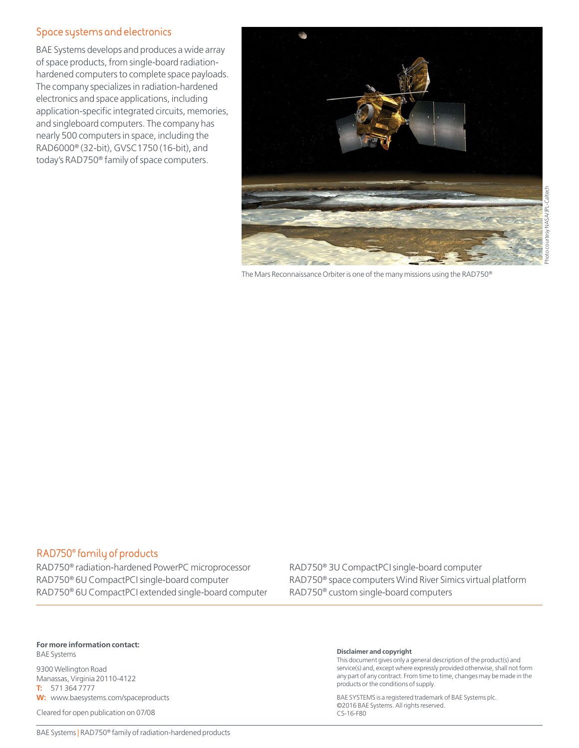## Space systems and electronics

BAE Systems develops and produces a wide array of space products, from single-board radiation-hardened computers to complete space payloads. The company specializes in radiation-hardened electronics and space applications, including application-specific integrated circuits, memories, and singleboard computers. The company has nearly 500 computers in space, including the RAD6000® (32-bit), GVSC1750 (16-bit), and today's RAD750® family of space computers.

Photo courtesy NASA/JPL-Caltech

The Mars Reconnaissance Orbiter is one of the many missions using the RAD750®

## RAD750® family of products

RAD750® radiation-hardened PowerPC microprocessor
RAD750® 6U CompactPCI single-board computer
RAD750® 6U CompactPCI extended single-board computer
RAD750® 3U CompactPCI single-board computer
RAD750® space computers Wind River Simics virtual platform
RAD750® custom single-board computers

**For more information contact:**
BAE Systems

9300 Wellington Road
Manassas, Virginia 20110-4122
**T:** 571 364 7777
**W:** www.baesystems.com/spaceproducts

Cleared for open publication on 07/08

**Disclaimer and copyright**
This document gives only a general description of the product(s) and service(s) and, except where expressly provided otherwise, shall not form any part of any contract. From time to time, changes may be made in the products or the conditions of supply.

BAE SYSTEMS is a registered trademark of BAE Systems plc.
©2016 BAE Systems. All rights reserved.
CS-16-F80